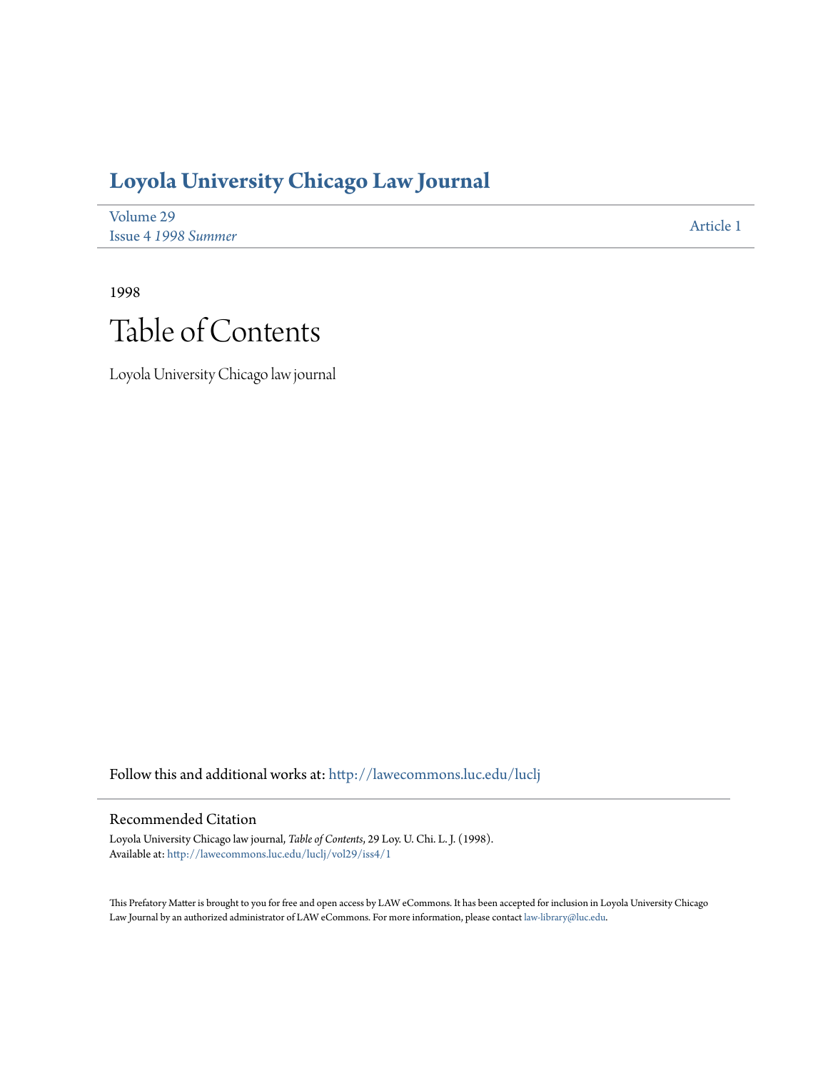# Loyola University Chicago Law Journal

Volume 29
Issue 4 *1998 Summer*

Article 1

1998

## Table of Contents

Loyola University Chicago law journal

Follow this and additional works at: http://lawecommons.luc.edu/luclj

### Recommended Citation

Loyola University Chicago law journal, *Table of Contents*, 29 Loy. U. Chi. L. J. (1998).
Available at: http://lawecommons.luc.edu/luclj/vol29/iss4/1

This Prefatory Matter is brought to you for free and open access by LAW eCommons. It has been accepted for inclusion in Loyola University Chicago Law Journal by an authorized administrator of LAW eCommons. For more information, please contact law-library@luc.edu.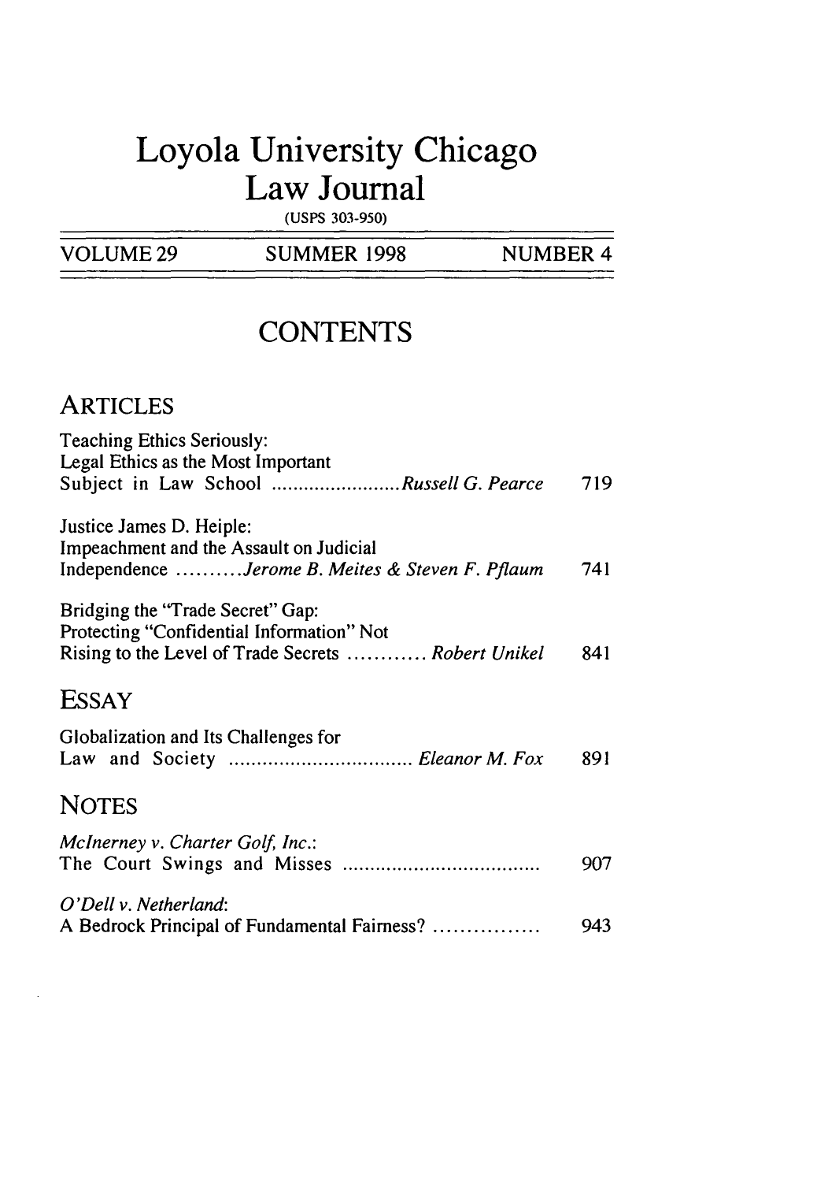# Loyola University Chicago Law Journal

(USPS 303-950)

VOLUME 29 SUMMER 1998 NUMBER 4

## CONTENTS

### ARTICLES

Teaching Ethics Seriously:
Legal Ethics as the Most Important
Subject in Law School ........................ *Russell G. Pearce* 719

Justice James D. Heiple:
Impeachment and the Assault on Judicial
Independence .......... *Jerome B. Meites & Steven F. Pflaum* 741

Bridging the "Trade Secret" Gap:
Protecting "Confidential Information" Not
Rising to the Level of Trade Secrets ............ *Robert Unikel* 841

### ESSAY

Globalization and Its Challenges for
Law and Society ................................. *Eleanor M. Fox* 891

### NOTES

*McInerney v. Charter Golf, Inc.*:
The Court Swings and Misses ................................... 907

*O'Dell v. Netherland*:
A Bedrock Principal of Fundamental Fairness? ................ 943